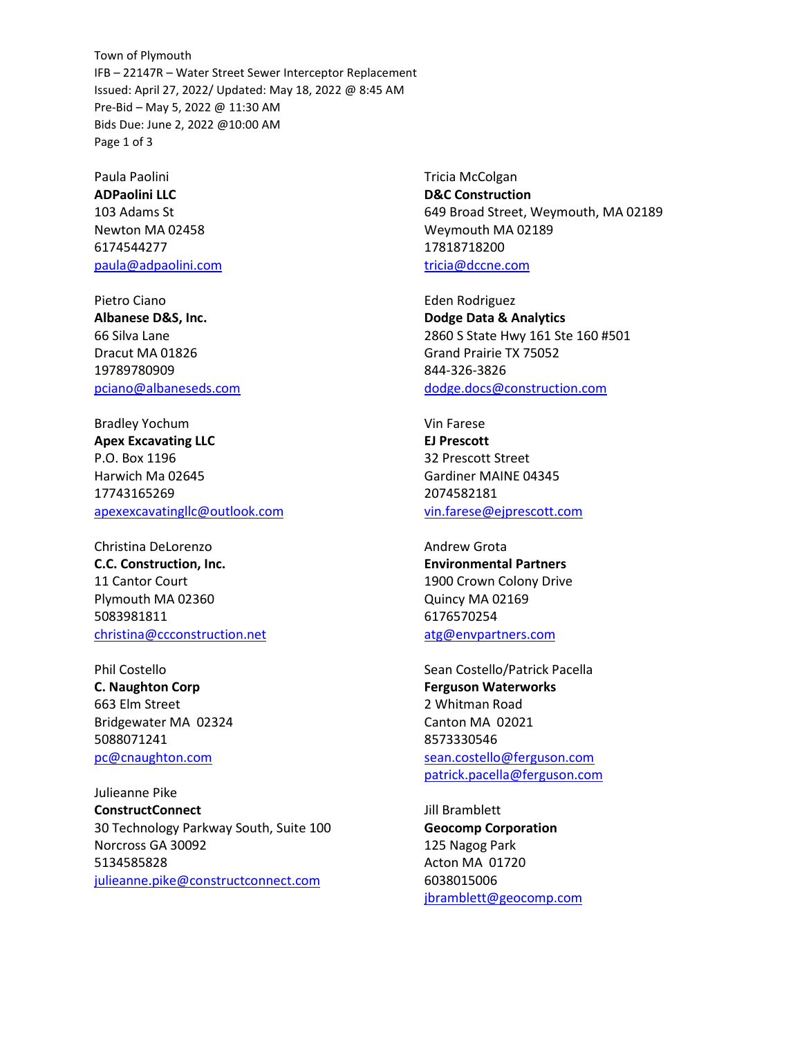Town of Plymouth
IFB – 22147R – Water Street Sewer Interceptor Replacement
Issued: April 27, 2022/ Updated: May 18, 2022 @ 8:45 AM
Pre-Bid – May 5, 2022 @ 11:30 AM
Bids Due: June 2, 2022 @10:00 AM

Paula Paolini
**ADPaolini LLC**
103 Adams St
Newton MA 02458
6174544277
paula@adpaolini.com

Pietro Ciano
**Albanese D&S, Inc.**
66 Silva Lane
Dracut MA 01826
19789780909
pciano@albaneseds.com

Bradley Yochum
**Apex Excavating LLC**
P.O. Box 1196
Harwich Ma 02645
17743165269
apexexcavatingllc@outlook.com

Christina DeLorenzo
**C.C. Construction, Inc.**
11 Cantor Court
Plymouth MA 02360
5083981811
christina@ccconstruction.net

Phil Costello
**C. Naughton Corp**
663 Elm Street
Bridgewater MA 02324
5088071241
pc@cnaughton.com

Julieanne Pike
**ConstructConnect**
30 Technology Parkway South, Suite 100
Norcross GA 30092
5134585828
julieanne.pike@constructconnect.com

Tricia McColgan
**D&C Construction**
649 Broad Street, Weymouth, MA 02189
Weymouth MA 02189
17818718200
tricia@dccne.com

Eden Rodriguez
**Dodge Data & Analytics**
2860 S State Hwy 161 Ste 160 #501
Grand Prairie TX 75052
844-326-3826
dodge.docs@construction.com

Vin Farese
**EJ Prescott**
32 Prescott Street
Gardiner MAINE 04345
2074582181
vin.farese@ejprescott.com

Andrew Grota
**Environmental Partners**
1900 Crown Colony Drive
Quincy MA 02169
6176570254
atg@envpartners.com

Sean Costello/Patrick Pacella
**Ferguson Waterworks**
2 Whitman Road
Canton MA 02021
8573330546
sean.costello@ferguson.com
patrick.pacella@ferguson.com

Jill Bramblett
**Geocomp Corporation**
125 Nagog Park
Acton MA 01720
6038015006
jbramblett@geocomp.com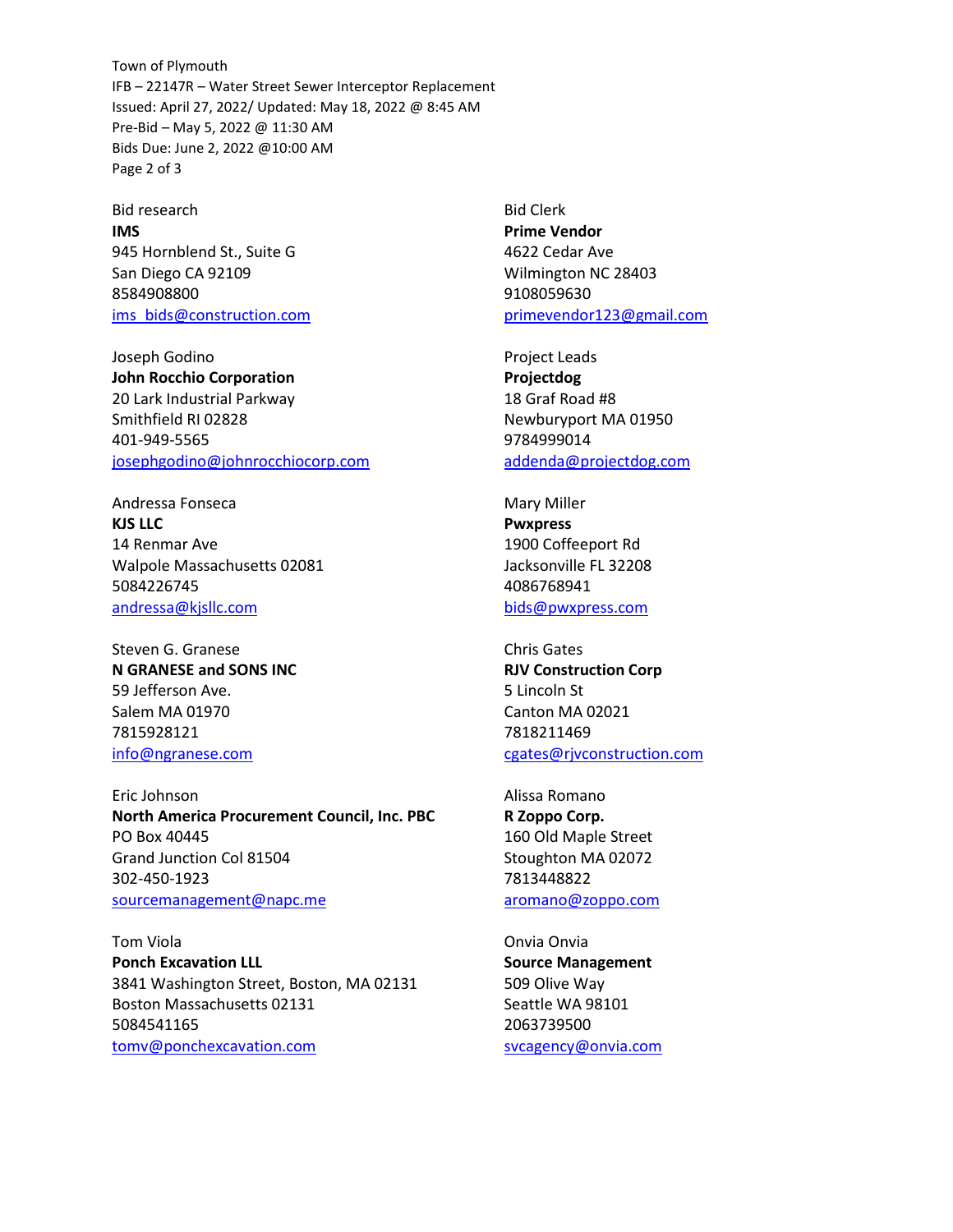Bid research
**IMS**
945 Hornblend St., Suite G
San Diego CA 92109
8584908800
ims_bids@construction.com

Joseph Godino
**John Rocchio Corporation**
20 Lark Industrial Parkway
Smithfield RI 02828
401-949-5565
josephgodino@johnrocchiocorp.com

Andressa Fonseca
**KJS LLC**
14 Renmar Ave
Walpole Massachusetts 02081
5084226745
andressa@kjsllc.com

Steven G. Granese
**N GRANESE and SONS INC**
59 Jefferson Ave.
Salem MA 01970
7815928121
info@ngranese.com

Eric Johnson
**North America Procurement Council, Inc. PBC**
PO Box 40445
Grand Junction Col 81504
302-450-1923
sourcemanagement@napc.me

Tom Viola
**Ponch Excavation LLL**
3841 Washington Street, Boston, MA 02131
Boston Massachusetts 02131
5084541165
tomv@ponchexcavation.com

Bid Clerk
**Prime Vendor**
4622 Cedar Ave
Wilmington NC 28403
9108059630
primevendor123@gmail.com

Project Leads
**Projectdog**
18 Graf Road #8
Newburyport MA 01950
9784999014
addenda@projectdog.com

Mary Miller
**Pwxpress**
1900 Coffeeport Rd
Jacksonville FL 32208
4086768941
bids@pwxpress.com

Chris Gates
**RJV Construction Corp**
5 Lincoln St
Canton MA 02021
7818211469
cgates@rjvconstruction.com

Alissa Romano
**R Zoppo Corp.**
160 Old Maple Street
Stoughton MA 02072
7813448822
aromano@zoppo.com

Onvia Onvia
**Source Management**
509 Olive Way
Seattle WA 98101
2063739500
svcagency@onvia.com